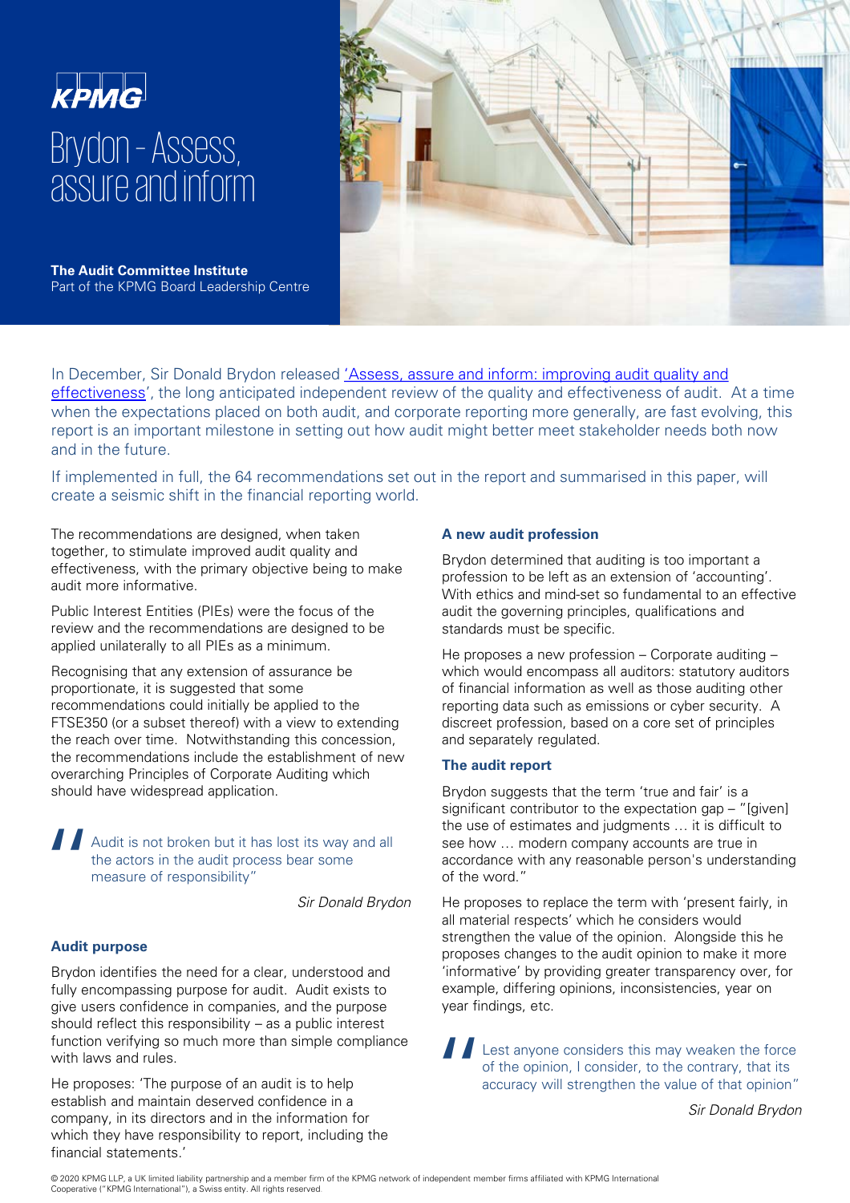KPMG

# Brydon - Assess, assure and inform

**The Audit Committee Institute**
Part of the KPMG Board Leadership Centre

In December, Sir Donald Brydon released ['Assess, assure and inform: improving audit quality and effectiveness'](), the long anticipated independent review of the quality and effectiveness of audit. At a time when the expectations placed on both audit, and corporate reporting more generally, are fast evolving, this report is an important milestone in setting out how audit might better meet stakeholder needs both now and in the future.

If implemented in full, the 64 recommendations set out in the report and summarised in this paper, will create a seismic shift in the financial reporting world.

The recommendations are designed, when taken together, to stimulate improved audit quality and effectiveness, with the primary objective being to make audit more informative.

Public Interest Entities (PIEs) were the focus of the review and the recommendations are designed to be applied unilaterally to all PIEs as a minimum.

Recognising that any extension of assurance be proportionate, it is suggested that some recommendations could initially be applied to the FTSE350 (or a subset thereof) with a view to extending the reach over time. Notwithstanding this concession, the recommendations include the establishment of new overarching Principles of Corporate Auditing which should have widespread application.

> Audit is not broken but it has lost its way and all the actors in the audit process bear some measure of responsibility"
>
> *Sir Donald Brydon*

### Audit purpose

Brydon identifies the need for a clear, understood and fully encompassing purpose for audit. Audit exists to give users confidence in companies, and the purpose should reflect this responsibility – as a public interest function verifying so much more than simple compliance with laws and rules.

He proposes: 'The purpose of an audit is to help establish and maintain deserved confidence in a company, in its directors and in the information for which they have responsibility to report, including the financial statements.'

### A new audit profession

Brydon determined that auditing is too important a profession to be left as an extension of 'accounting'. With ethics and mind-set so fundamental to an effective audit the governing principles, qualifications and standards must be specific.

He proposes a new profession – Corporate auditing – which would encompass all auditors: statutory auditors of financial information as well as those auditing other reporting data such as emissions or cyber security. A discreet profession, based on a core set of principles and separately regulated.

### The audit report

Brydon suggests that the term 'true and fair' is a significant contributor to the expectation gap – "[given] the use of estimates and judgments … it is difficult to see how … modern company accounts are true in accordance with any reasonable person's understanding of the word."

He proposes to replace the term with 'present fairly, in all material respects' which he considers would strengthen the value of the opinion. Alongside this he proposes changes to the audit opinion to make it more 'informative' by providing greater transparency over, for example, differing opinions, inconsistencies, year on year findings, etc.

> Lest anyone considers this may weaken the force of the opinion, I consider, to the contrary, that its accuracy will strengthen the value of that opinion"
>
> *Sir Donald Brydon*

© 2020 KPMG LLP, a UK limited liability partnership and a member firm of the KPMG network of independent member firms affiliated with KPMG International Cooperative ("KPMG International"), a Swiss entity. All rights reserved.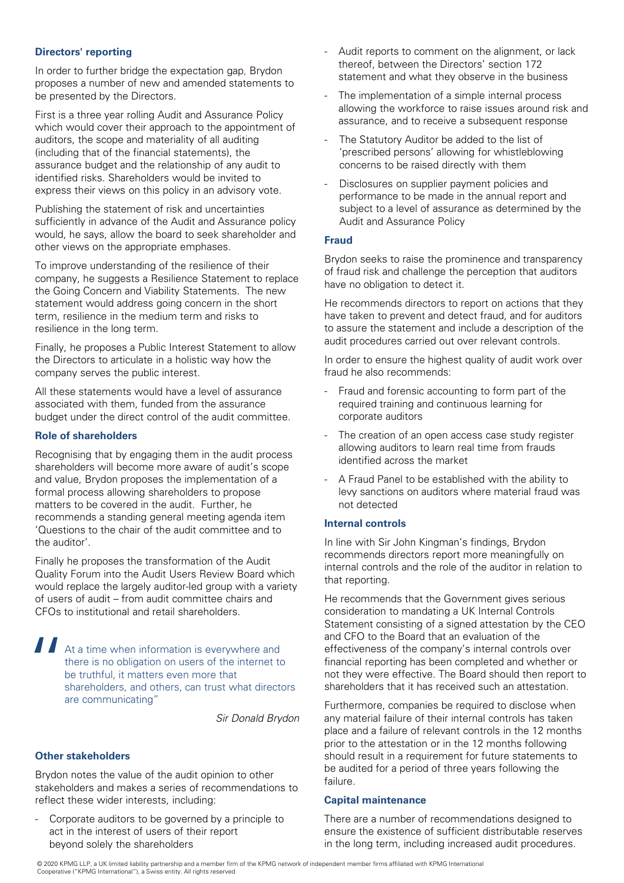### Directors' reporting

In order to further bridge the expectation gap, Brydon proposes a number of new and amended statements to be presented by the Directors.

First is a three year rolling Audit and Assurance Policy which would cover their approach to the appointment of auditors, the scope and materiality of all auditing (including that of the financial statements), the assurance budget and the relationship of any audit to identified risks. Shareholders would be invited to express their views on this policy in an advisory vote.

Publishing the statement of risk and uncertainties sufficiently in advance of the Audit and Assurance policy would, he says, allow the board to seek shareholder and other views on the appropriate emphases.

To improve understanding of the resilience of their company, he suggests a Resilience Statement to replace the Going Concern and Viability Statements. The new statement would address going concern in the short term, resilience in the medium term and risks to resilience in the long term.

Finally, he proposes a Public Interest Statement to allow the Directors to articulate in a holistic way how the company serves the public interest.

All these statements would have a level of assurance associated with them, funded from the assurance budget under the direct control of the audit committee.

### Role of shareholders

Recognising that by engaging them in the audit process shareholders will become more aware of audit's scope and value, Brydon proposes the implementation of a formal process allowing shareholders to propose matters to be covered in the audit. Further, he recommends a standing general meeting agenda item 'Questions to the chair of the audit committee and to the auditor'.

Finally he proposes the transformation of the Audit Quality Forum into the Audit Users Review Board which would replace the largely auditor-led group with a variety of users of audit – from audit committee chairs and CFOs to institutional and retail shareholders.

> "At a time when information is everywhere and there is no obligation on users of the internet to be truthful, it matters even more that shareholders, and others, can trust what directors are communicating"
>
> *Sir Donald Brydon*

### Other stakeholders

Brydon notes the value of the audit opinion to other stakeholders and makes a series of recommendations to reflect these wider interests, including:

- Corporate auditors to be governed by a principle to act in the interest of users of their report beyond solely the shareholders
- Audit reports to comment on the alignment, or lack thereof, between the Directors' section 172 statement and what they observe in the business
- The implementation of a simple internal process allowing the workforce to raise issues around risk and assurance, and to receive a subsequent response
- The Statutory Auditor be added to the list of 'prescribed persons' allowing for whistleblowing concerns to be raised directly with them
- Disclosures on supplier payment policies and performance to be made in the annual report and subject to a level of assurance as determined by the Audit and Assurance Policy

### Fraud

Brydon seeks to raise the prominence and transparency of fraud risk and challenge the perception that auditors have no obligation to detect it.

He recommends directors to report on actions that they have taken to prevent and detect fraud, and for auditors to assure the statement and include a description of the audit procedures carried out over relevant controls.

In order to ensure the highest quality of audit work over fraud he also recommends:

- Fraud and forensic accounting to form part of the required training and continuous learning for corporate auditors
- The creation of an open access case study register allowing auditors to learn real time from frauds identified across the market
- A Fraud Panel to be established with the ability to levy sanctions on auditors where material fraud was not detected

### Internal controls

In line with Sir John Kingman's findings, Brydon recommends directors report more meaningfully on internal controls and the role of the auditor in relation to that reporting.

He recommends that the Government gives serious consideration to mandating a UK Internal Controls Statement consisting of a signed attestation by the CEO and CFO to the Board that an evaluation of the effectiveness of the company's internal controls over financial reporting has been completed and whether or not they were effective. The Board should then report to shareholders that it has received such an attestation.

Furthermore, companies be required to disclose when any material failure of their internal controls has taken place and a failure of relevant controls in the 12 months prior to the attestation or in the 12 months following should result in a requirement for future statements to be audited for a period of three years following the failure.

### Capital maintenance

There are a number of recommendations designed to ensure the existence of sufficient distributable reserves in the long term, including increased audit procedures.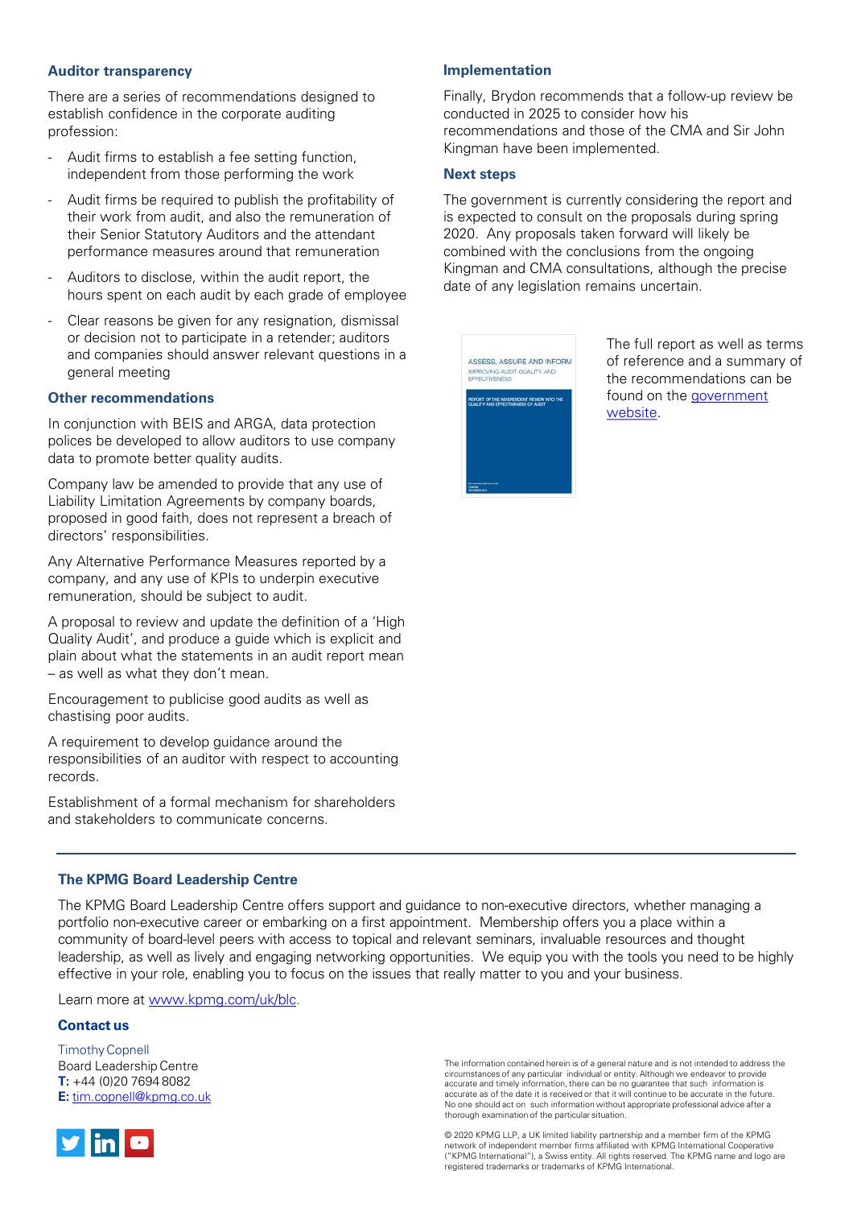### Auditor transparency

There are a series of recommendations designed to establish confidence in the corporate auditing profession:

- Audit firms to establish a fee setting function, independent from those performing the work
- Audit firms be required to publish the profitability of their work from audit, and also the remuneration of their Senior Statutory Auditors and the attendant performance measures around that remuneration
- Auditors to disclose, within the audit report, the hours spent on each audit by each grade of employee
- Clear reasons be given for any resignation, dismissal or decision not to participate in a retender; auditors and companies should answer relevant questions in a general meeting

### Other recommendations

In conjunction with BEIS and ARGA, data protection polices be developed to allow auditors to use company data to promote better quality audits.

Company law be amended to provide that any use of Liability Limitation Agreements by company boards, proposed in good faith, does not represent a breach of directors' responsibilities.

Any Alternative Performance Measures reported by a company, and any use of KPIs to underpin executive remuneration, should be subject to audit.

A proposal to review and update the definition of a 'High Quality Audit', and produce a guide which is explicit and plain about what the statements in an audit report mean – as well as what they don't mean.

Encouragement to publicise good audits as well as chastising poor audits.

A requirement to develop guidance around the responsibilities of an auditor with respect to accounting records.

Establishment of a formal mechanism for shareholders and stakeholders to communicate concerns.

### Implementation

Finally, Brydon recommends that a follow-up review be conducted in 2025 to consider how his recommendations and those of the CMA and Sir John Kingman have been implemented.

### Next steps

The government is currently considering the report and is expected to consult on the proposals during spring 2020. Any proposals taken forward will likely be combined with the conclusions from the ongoing Kingman and CMA consultations, although the precise date of any legislation remains uncertain.

ASSESS, ASSURE AND INFORM
IMPROVING AUDIT QUALITY AND EFFECTIVENESS
REPORT OF THE INDEPENDENT REVIEW INTO THE QUALITY AND EFFECTIVENESS OF AUDIT

The full report as well as terms of reference and a summary of the recommendations can be found on the [government website](#).

---

### The KPMG Board Leadership Centre

The KPMG Board Leadership Centre offers support and guidance to non-executive directors, whether managing a portfolio non-executive career or embarking on a first appointment. Membership offers you a place within a community of board-level peers with access to topical and relevant seminars, invaluable resources and thought leadership, as well as lively and engaging networking opportunities. We equip you with the tools you need to be highly effective in your role, enabling you to focus on the issues that really matter to you and your business.

Learn more at [www.kpmg.com/uk/blc](www.kpmg.com/uk/blc).

### Contact us

Timothy Copnell
Board Leadership Centre
**T:** +44 (0)20 7694 8082
**E:** [tim.copnell@kpmg.co.uk](mailto:tim.copnell@kpmg.co.uk)

The information contained herein is of a general nature and is not intended to address the circumstances of any particular individual or entity. Although we endeavor to provide accurate and timely information, there can be no guarantee that such information is accurate as of the date it is received or that it will continue to be accurate in the future. No one should act on such information without appropriate professional advice after a thorough examination of the particular situation.

© 2020 KPMG LLP, a UK limited liability partnership and a member firm of the KPMG network of independent member firms affiliated with KPMG International Cooperative ("KPMG International"), a Swiss entity. All rights reserved. The KPMG name and logo are registered trademarks or trademarks of KPMG International.